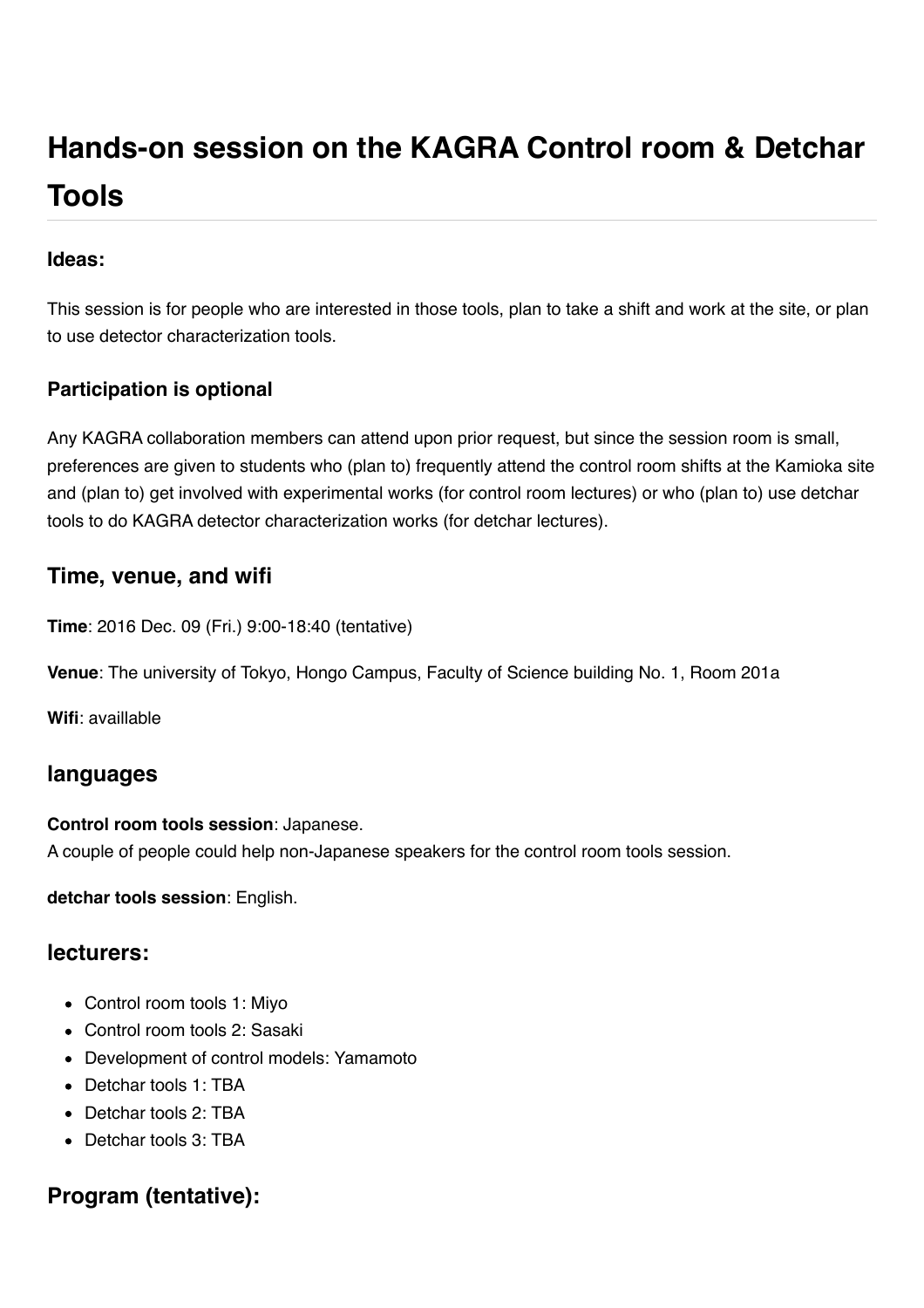# Hands-on session on the KAGRA Control room & Detchar Tools

### Ideas:

This session is for people who are interested in those tools, plan to take a shift and work at the site, or plan to use detector characterization tools.

### Participation is optional

Any KAGRA collaboration members can attend upon prior request, but since the session room is small, preferences are given to students who (plan to) frequently attend the control room shifts at the Kamioka site and (plan to) get involved with experimental works (for control room lectures) or who (plan to) use detchar tools to do KAGRA detector characterization works (for detchar lectures).

## Time, venue, and wifi

**Time**: 2016 Dec. 09 (Fri.) 9:00-18:40 (tentative)

**Venue**: The university of Tokyo, Hongo Campus, Faculty of Science building No. 1, Room 201a

**Wifi**: availlable

## languages

**Control room tools session**: Japanese.
A couple of people could help non-Japanese speakers for the control room tools session.

**detchar tools session**: English.

## lecturers:

- Control room tools 1: Miyo
- Control room tools 2: Sasaki
- Development of control models: Yamamoto
- Detchar tools 1: TBA
- Detchar tools 2: TBA
- Detchar tools 3: TBA

## Program (tentative):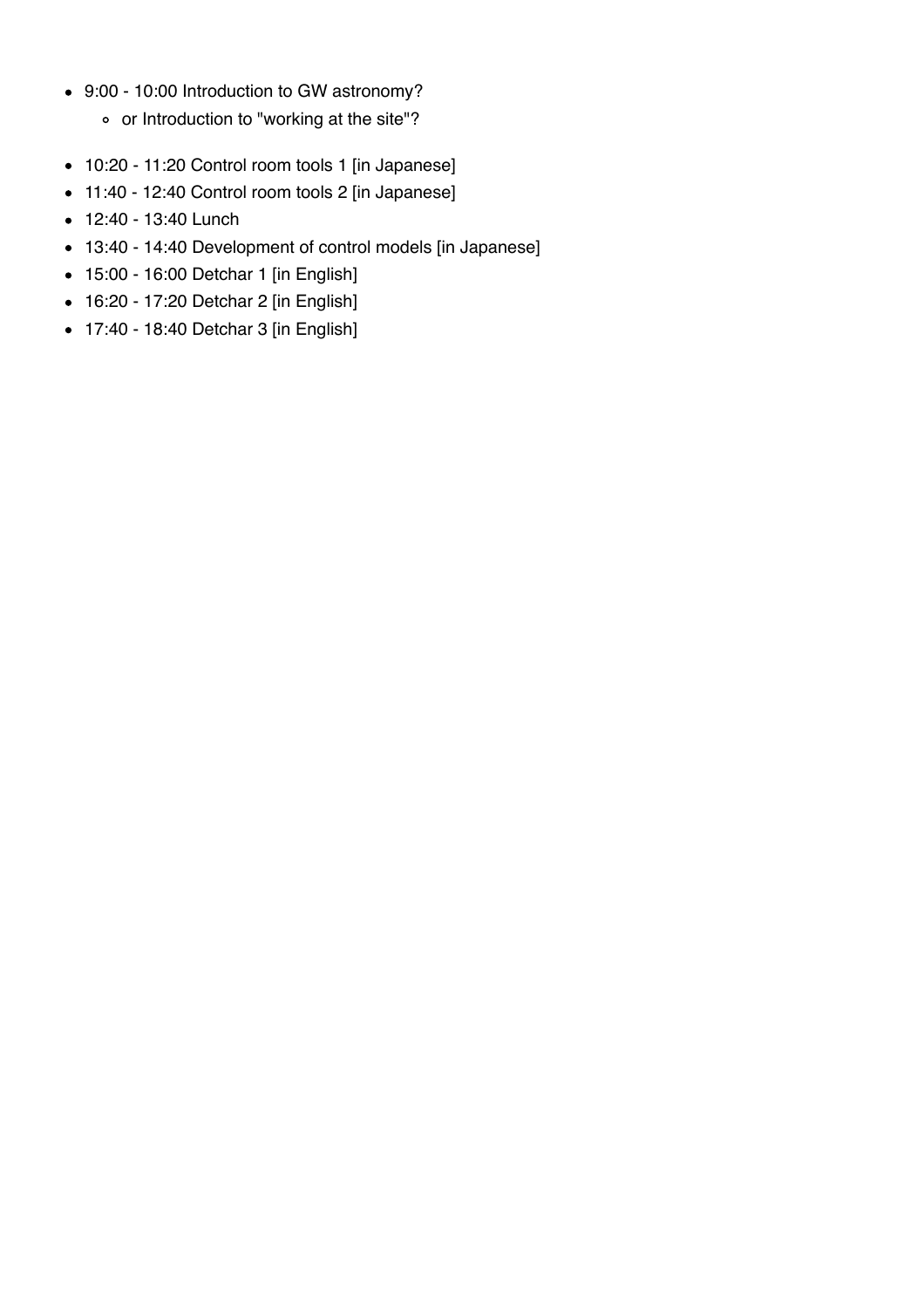- 9:00 - 10:00 Introduction to GW astronomy?
  - or Introduction to "working at the site"?
- 10:20 - 11:20 Control room tools 1 [in Japanese]
- 11:40 - 12:40 Control room tools 2 [in Japanese]
- 12:40 - 13:40 Lunch
- 13:40 - 14:40 Development of control models [in Japanese]
- 15:00 - 16:00 Detchar 1 [in English]
- 16:20 - 17:20 Detchar 2 [in English]
- 17:40 - 18:40 Detchar 3 [in English]